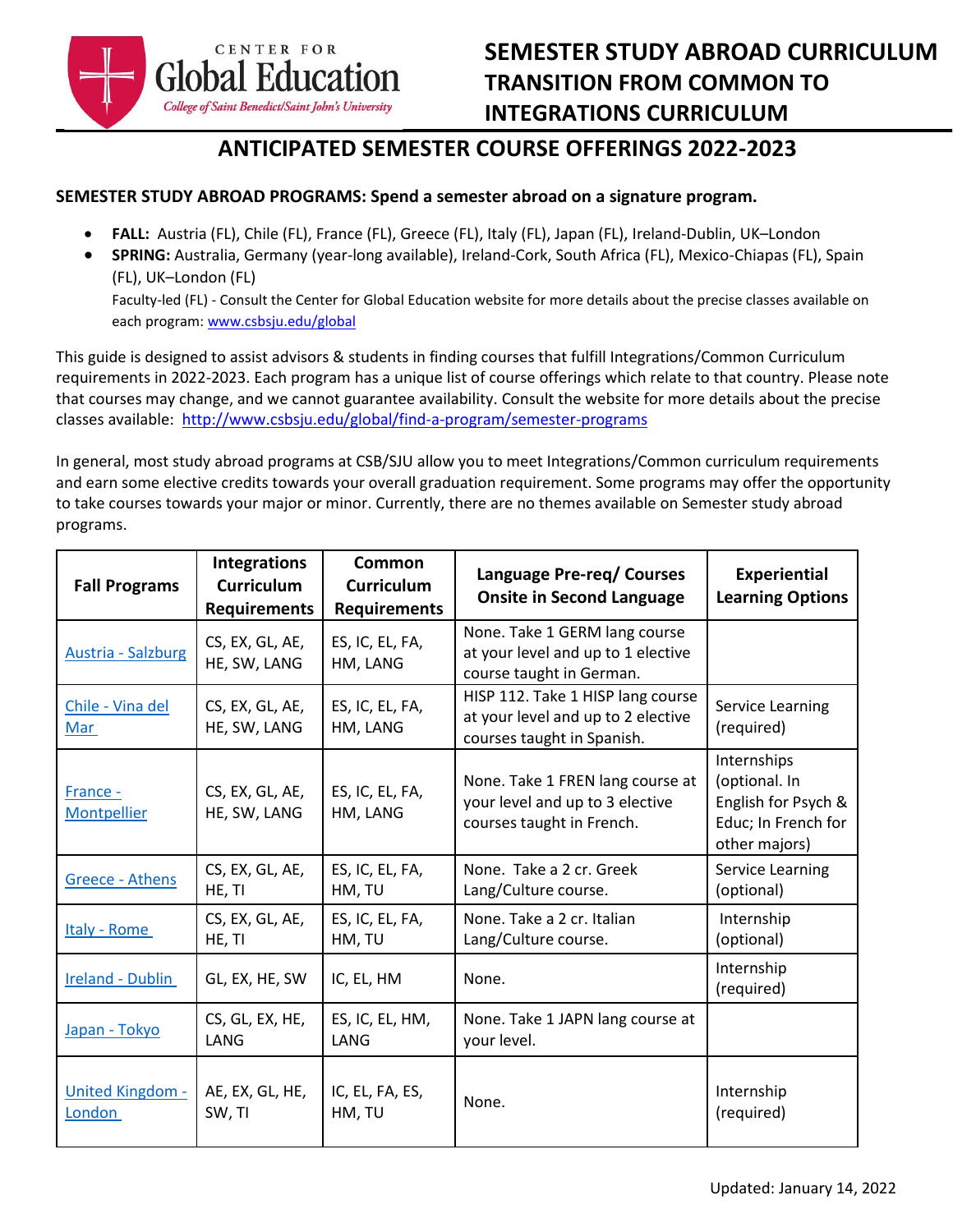CENTER FOR Global Education
College of Saint Benedict/Saint John's University

# SEMESTER STUDY ABROAD CURRICULUM TRANSITION FROM COMMON TO INTEGRATIONS CURRICULUM

## ANTICIPATED SEMESTER COURSE OFFERINGS 2022-2023

**SEMESTER STUDY ABROAD PROGRAMS: Spend a semester abroad on a signature program.**

- **FALL:** Austria (FL), Chile (FL), France (FL), Greece (FL), Italy (FL), Japan (FL), Ireland-Dublin, UK–London
- **SPRING:** Australia, Germany (year-long available), Ireland-Cork, South Africa (FL), Mexico-Chiapas (FL), Spain (FL), UK–London (FL)

  Faculty-led (FL) - Consult the Center for Global Education website for more details about the precise classes available on each program: [www.csbsju.edu/global](www.csbsju.edu/global)

This guide is designed to assist advisors & students in finding courses that fulfill Integrations/Common Curriculum requirements in 2022-2023. Each program has a unique list of course offerings which relate to that country. Please note that courses may change, and we cannot guarantee availability. Consult the website for more details about the precise classes available: [http://www.csbsju.edu/global/find-a-program/semester-programs](http://www.csbsju.edu/global/find-a-program/semester-programs)

In general, most study abroad programs at CSB/SJU allow you to meet Integrations/Common curriculum requirements and earn some elective credits towards your overall graduation requirement. Some programs may offer the opportunity to take courses towards your major or minor. Currently, there are no themes available on Semester study abroad programs.

| Fall Programs | Integrations Curriculum Requirements | Common Curriculum Requirements | Language Pre-req/ Courses Onsite in Second Language | Experiential Learning Options |
|---|---|---|---|---|
| Austria - Salzburg | CS, EX, GL, AE, HE, SW, LANG | ES, IC, EL, FA, HM, LANG | None. Take 1 GERM lang course at your level and up to 1 elective course taught in German. | |
| Chile - Vina del Mar | CS, EX, GL, AE, HE, SW, LANG | ES, IC, EL, FA, HM, LANG | HISP 112. Take 1 HISP lang course at your level and up to 2 elective courses taught in Spanish. | Service Learning (required) |
| France - Montpellier | CS, EX, GL, AE, HE, SW, LANG | ES, IC, EL, FA, HM, LANG | None. Take 1 FREN lang course at your level and up to 3 elective courses taught in French. | Internships (optional. In English for Psych & Educ; In French for other majors) |
| Greece - Athens | CS, EX, GL, AE, HE, TI | ES, IC, EL, FA, HM, TU | None. Take a 2 cr. Greek Lang/Culture course. | Service Learning (optional) |
| Italy - Rome | CS, EX, GL, AE, HE, TI | ES, IC, EL, FA, HM, TU | None. Take a 2 cr. Italian Lang/Culture course. | Internship (optional) |
| Ireland - Dublin | GL, EX, HE, SW | IC, EL, HM | None. | Internship (required) |
| Japan - Tokyo | CS, GL, EX, HE, LANG | ES, IC, EL, HM, LANG | None. Take 1 JAPN lang course at your level. | |
| United Kingdom - London | AE, EX, GL, HE, SW, TI | IC, EL, FA, ES, HM, TU | None. | Internship (required) |

Updated: January 14, 2022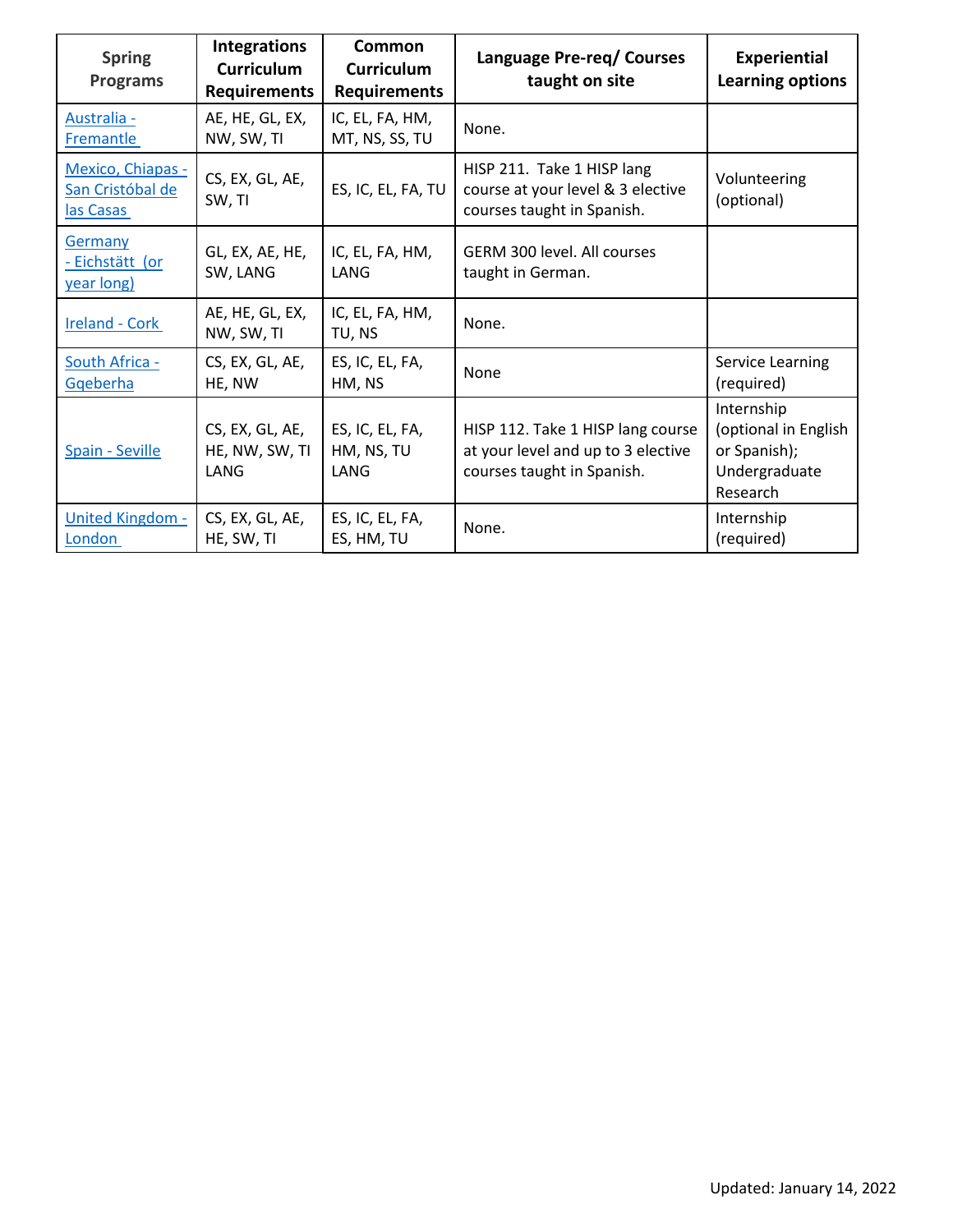| Spring Programs | Integrations Curriculum Requirements | Common Curriculum Requirements | Language Pre-req/ Courses taught on site | Experiential Learning options |
|---|---|---|---|---|
| Australia - Fremantle | AE, HE, GL, EX, NW, SW, TI | IC, EL, FA, HM, MT, NS, SS, TU | None. | |
| Mexico, Chiapas - San Cristóbal de las Casas | CS, EX, GL, AE, SW, TI | ES, IC, EL, FA, TU | HISP 211. Take 1 HISP lang course at your level & 3 elective courses taught in Spanish. | Volunteering (optional) |
| Germany - Eichstätt (or year long) | GL, EX, AE, HE, SW, LANG | IC, EL, FA, HM, LANG | GERM 300 level. All courses taught in German. | |
| Ireland - Cork | AE, HE, GL, EX, NW, SW, TI | IC, EL, FA, HM, TU, NS | None. | |
| South Africa - Gqeberha | CS, EX, GL, AE, HE, NW | ES, IC, EL, FA, HM, NS | None | Service Learning (required) |
| Spain - Seville | CS, EX, GL, AE, HE, NW, SW, TI LANG | ES, IC, EL, FA, HM, NS, TU LANG | HISP 112. Take 1 HISP lang course at your level and up to 3 elective courses taught in Spanish. | Internship (optional in English or Spanish); Undergraduate Research |
| United Kingdom - London | CS, EX, GL, AE, HE, SW, TI | ES, IC, EL, FA, ES, HM, TU | None. | Internship (required) |

Updated: January 14, 2022